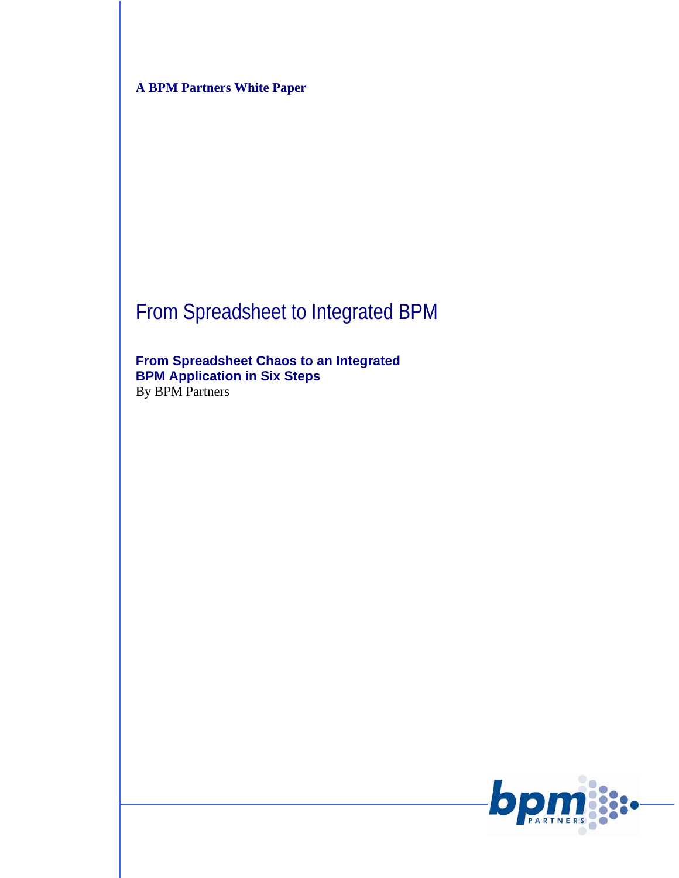**A BPM Partners White Paper**

# From Spreadsheet to Integrated BPM

**From Spreadsheet Chaos to an Integrated BPM Application in Six Steps**

By BPM Partners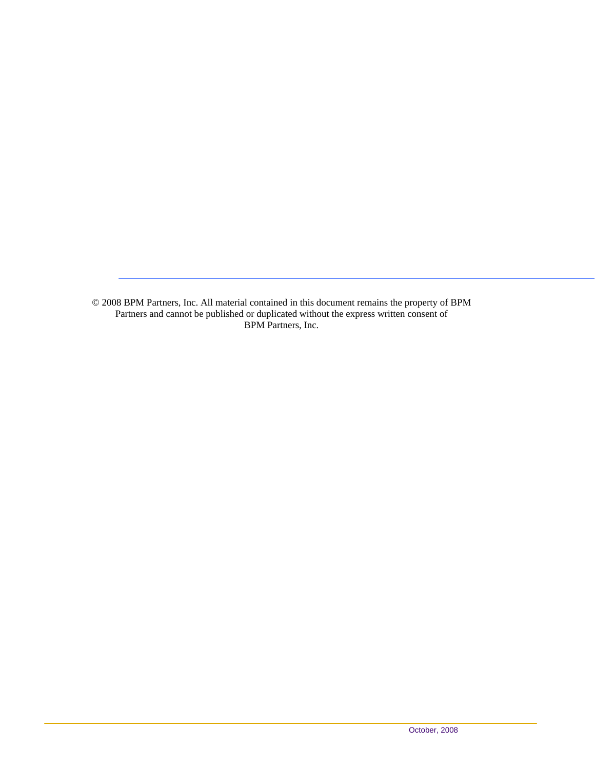© 2008 BPM Partners, Inc. All material contained in this document remains the property of BPM Partners and cannot be published or duplicated without the express written consent of BPM Partners, Inc.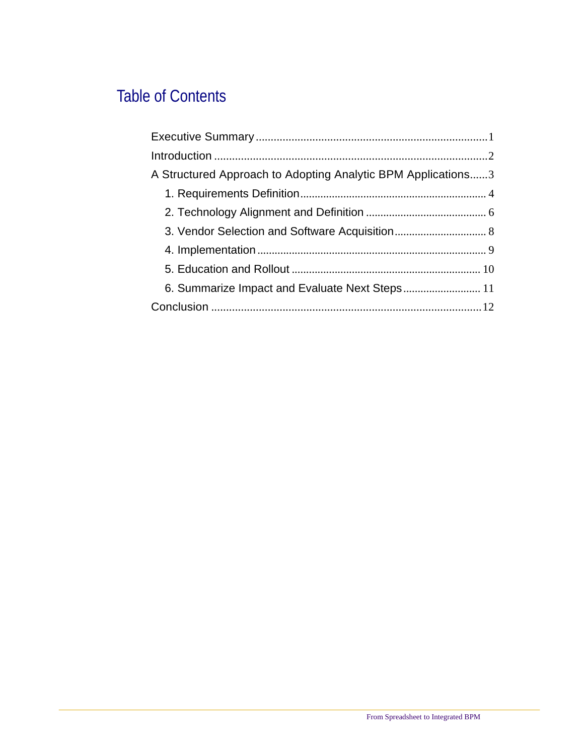# Table of Contents

- Executive Summary .......... 1
- Introduction .......... 2
- A Structured Approach to Adopting Analytic BPM Applications .......... 3
  - 1. Requirements Definition .......... 4
  - 2. Technology Alignment and Definition .......... 6
  - 3. Vendor Selection and Software Acquisition .......... 8
  - 4. Implementation .......... 9
  - 5. Education and Rollout .......... 10
  - 6. Summarize Impact and Evaluate Next Steps .......... 11
- Conclusion .......... 12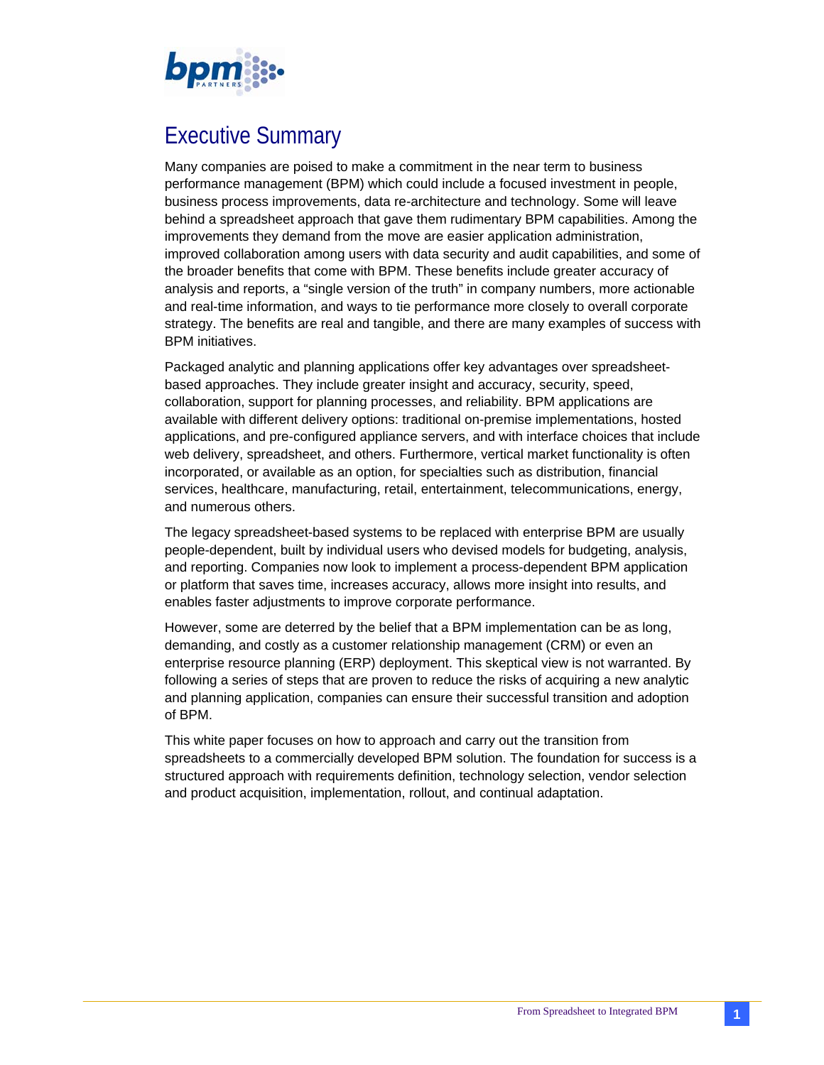# Executive Summary

Many companies are poised to make a commitment in the near term to business performance management (BPM) which could include a focused investment in people, business process improvements, data re-architecture and technology. Some will leave behind a spreadsheet approach that gave them rudimentary BPM capabilities. Among the improvements they demand from the move are easier application administration, improved collaboration among users with data security and audit capabilities, and some of the broader benefits that come with BPM. These benefits include greater accuracy of analysis and reports, a "single version of the truth" in company numbers, more actionable and real-time information, and ways to tie performance more closely to overall corporate strategy. The benefits are real and tangible, and there are many examples of success with BPM initiatives.

Packaged analytic and planning applications offer key advantages over spreadsheet-based approaches. They include greater insight and accuracy, security, speed, collaboration, support for planning processes, and reliability. BPM applications are available with different delivery options: traditional on-premise implementations, hosted applications, and pre-configured appliance servers, and with interface choices that include web delivery, spreadsheet, and others. Furthermore, vertical market functionality is often incorporated, or available as an option, for specialties such as distribution, financial services, healthcare, manufacturing, retail, entertainment, telecommunications, energy, and numerous others.

The legacy spreadsheet-based systems to be replaced with enterprise BPM are usually people-dependent, built by individual users who devised models for budgeting, analysis, and reporting. Companies now look to implement a process-dependent BPM application or platform that saves time, increases accuracy, allows more insight into results, and enables faster adjustments to improve corporate performance.

However, some are deterred by the belief that a BPM implementation can be as long, demanding, and costly as a customer relationship management (CRM) or even an enterprise resource planning (ERP) deployment. This skeptical view is not warranted. By following a series of steps that are proven to reduce the risks of acquiring a new analytic and planning application, companies can ensure their successful transition and adoption of BPM.

This white paper focuses on how to approach and carry out the transition from spreadsheets to a commercially developed BPM solution. The foundation for success is a structured approach with requirements definition, technology selection, vendor selection and product acquisition, implementation, rollout, and continual adaptation.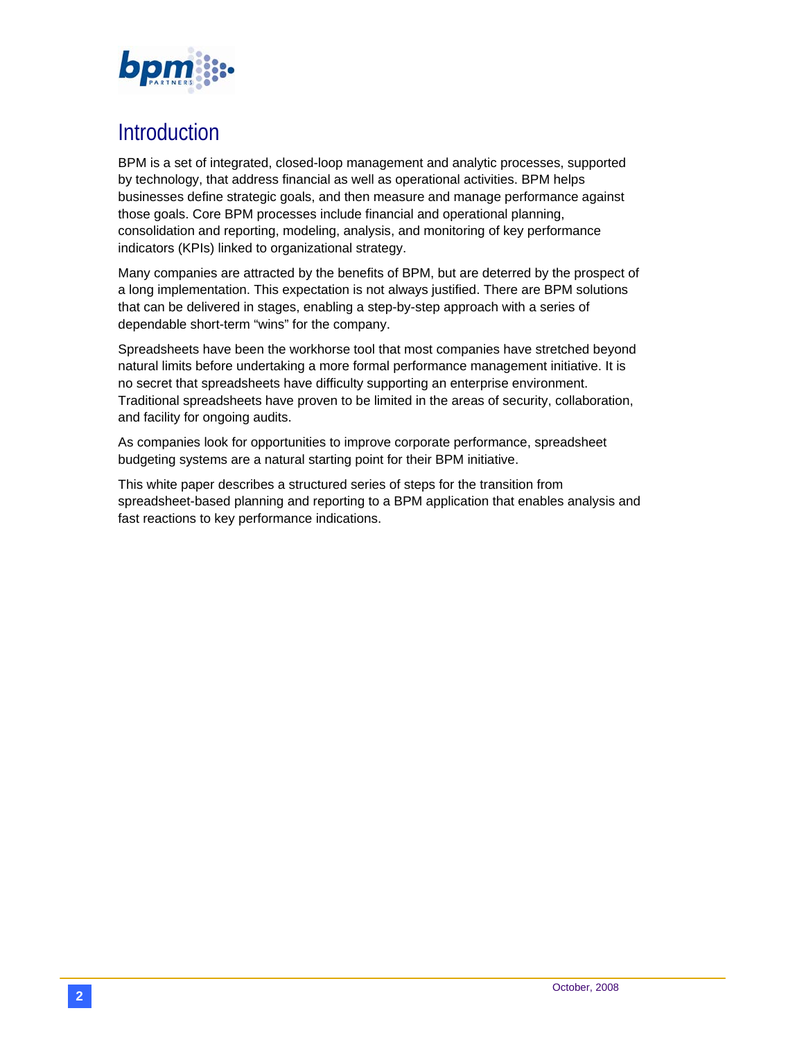# Introduction

BPM is a set of integrated, closed-loop management and analytic processes, supported by technology, that address financial as well as operational activities. BPM helps businesses define strategic goals, and then measure and manage performance against those goals. Core BPM processes include financial and operational planning, consolidation and reporting, modeling, analysis, and monitoring of key performance indicators (KPIs) linked to organizational strategy.

Many companies are attracted by the benefits of BPM, but are deterred by the prospect of a long implementation. This expectation is not always justified. There are BPM solutions that can be delivered in stages, enabling a step-by-step approach with a series of dependable short-term "wins" for the company.

Spreadsheets have been the workhorse tool that most companies have stretched beyond natural limits before undertaking a more formal performance management initiative. It is no secret that spreadsheets have difficulty supporting an enterprise environment. Traditional spreadsheets have proven to be limited in the areas of security, collaboration, and facility for ongoing audits.

As companies look for opportunities to improve corporate performance, spreadsheet budgeting systems are a natural starting point for their BPM initiative.

This white paper describes a structured series of steps for the transition from spreadsheet-based planning and reporting to a BPM application that enables analysis and fast reactions to key performance indications.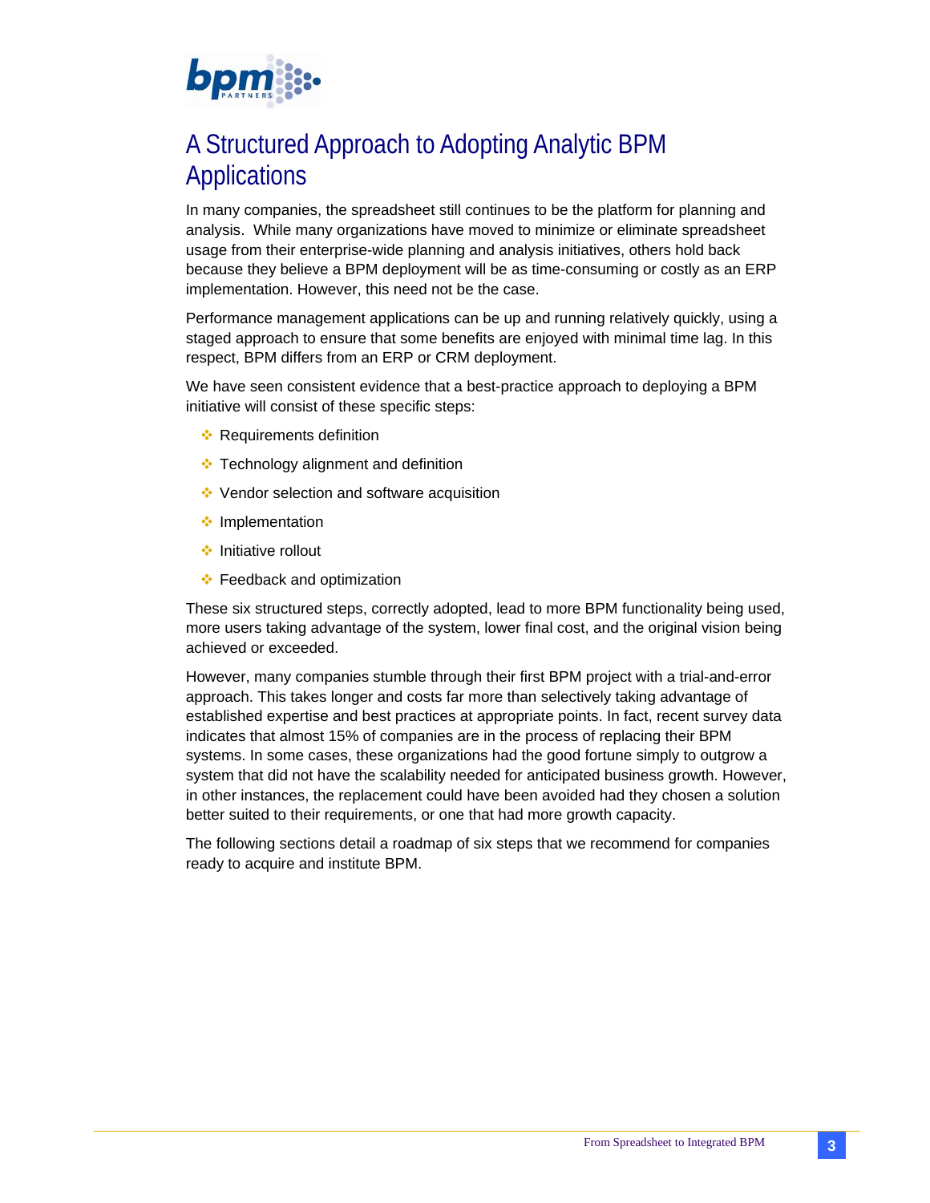# A Structured Approach to Adopting Analytic BPM Applications

In many companies, the spreadsheet still continues to be the platform for planning and analysis. While many organizations have moved to minimize or eliminate spreadsheet usage from their enterprise-wide planning and analysis initiatives, others hold back because they believe a BPM deployment will be as time-consuming or costly as an ERP implementation. However, this need not be the case.

Performance management applications can be up and running relatively quickly, using a staged approach to ensure that some benefits are enjoyed with minimal time lag. In this respect, BPM differs from an ERP or CRM deployment.

We have seen consistent evidence that a best-practice approach to deploying a BPM initiative will consist of these specific steps:

- Requirements definition
- Technology alignment and definition
- Vendor selection and software acquisition
- Implementation
- Initiative rollout
- Feedback and optimization

These six structured steps, correctly adopted, lead to more BPM functionality being used, more users taking advantage of the system, lower final cost, and the original vision being achieved or exceeded.

However, many companies stumble through their first BPM project with a trial-and-error approach. This takes longer and costs far more than selectively taking advantage of established expertise and best practices at appropriate points. In fact, recent survey data indicates that almost 15% of companies are in the process of replacing their BPM systems. In some cases, these organizations had the good fortune simply to outgrow a system that did not have the scalability needed for anticipated business growth. However, in other instances, the replacement could have been avoided had they chosen a solution better suited to their requirements, or one that had more growth capacity.

The following sections detail a roadmap of six steps that we recommend for companies ready to acquire and institute BPM.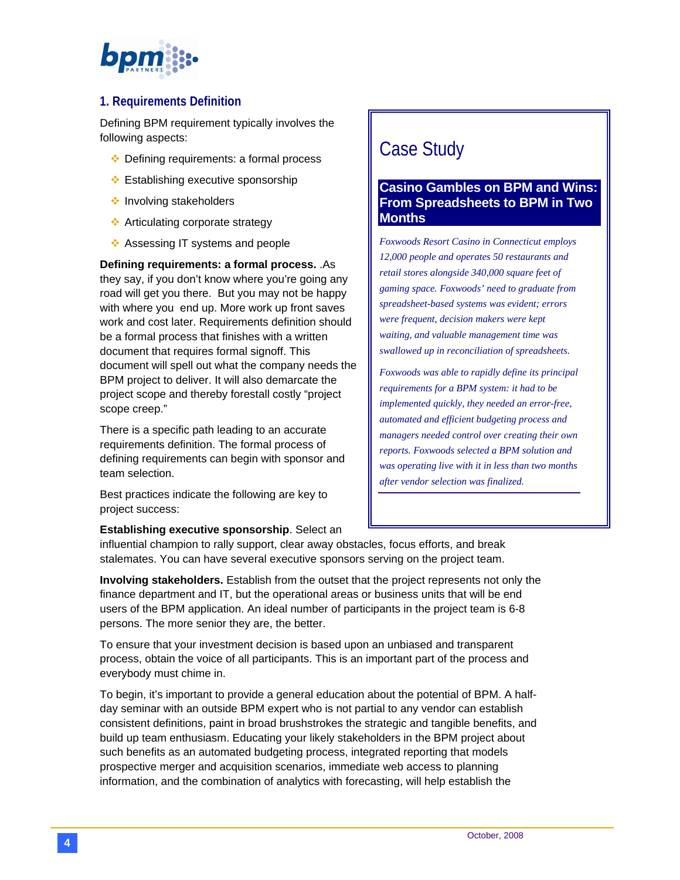## 1. Requirements Definition

Defining BPM requirement typically involves the following aspects:

- Defining requirements: a formal process
- Establishing executive sponsorship
- Involving stakeholders
- Articulating corporate strategy
- Assessing IT systems and people

**Defining requirements: a formal process.** .As they say, if you don't know where you're going any road will get you there. But you may not be happy with where you end up. More work up front saves work and cost later. Requirements definition should be a formal process that finishes with a written document that requires formal signoff. This document will spell out what the company needs the BPM project to deliver. It will also demarcate the project scope and thereby forestall costly "project scope creep."

There is a specific path leading to an accurate requirements definition. The formal process of defining requirements can begin with sponsor and team selection.

Best practices indicate the following are key to project success:

**Establishing executive sponsorship**. Select an influential champion to rally support, clear away obstacles, focus efforts, and break stalemates. You can have several executive sponsors serving on the project team.

**Involving stakeholders.** Establish from the outset that the project represents not only the finance department and IT, but the operational areas or business units that will be end users of the BPM application. An ideal number of participants in the project team is 6-8 persons. The more senior they are, the better.

To ensure that your investment decision is based upon an unbiased and transparent process, obtain the voice of all participants. This is an important part of the process and everybody must chime in.

To begin, it's important to provide a general education about the potential of BPM. A half-day seminar with an outside BPM expert who is not partial to any vendor can establish consistent definitions, paint in broad brushstrokes the strategic and tangible benefits, and build up team enthusiasm. Educating your likely stakeholders in the BPM project about such benefits as an automated budgeting process, integrated reporting that models prospective merger and acquisition scenarios, immediate web access to planning information, and the combination of analytics with forecasting, will help establish the

---

### Case Study

**Casino Gambles on BPM and Wins: From Spreadsheets to BPM in Two Months**

*Foxwoods Resort Casino in Connecticut employs 12,000 people and operates 50 restaurants and retail stores alongside 340,000 square feet of gaming space. Foxwoods' need to graduate from spreadsheet-based systems was evident; errors were frequent, decision makers were kept waiting, and valuable management time was swallowed up in reconciliation of spreadsheets.*

*Foxwoods was able to rapidly define its principal requirements for a BPM system: it had to be implemented quickly, they needed an error-free, automated and efficient budgeting process and managers needed control over creating their own reports. Foxwoods selected a BPM solution and was operating live with it in less than two months after vendor selection was finalized.*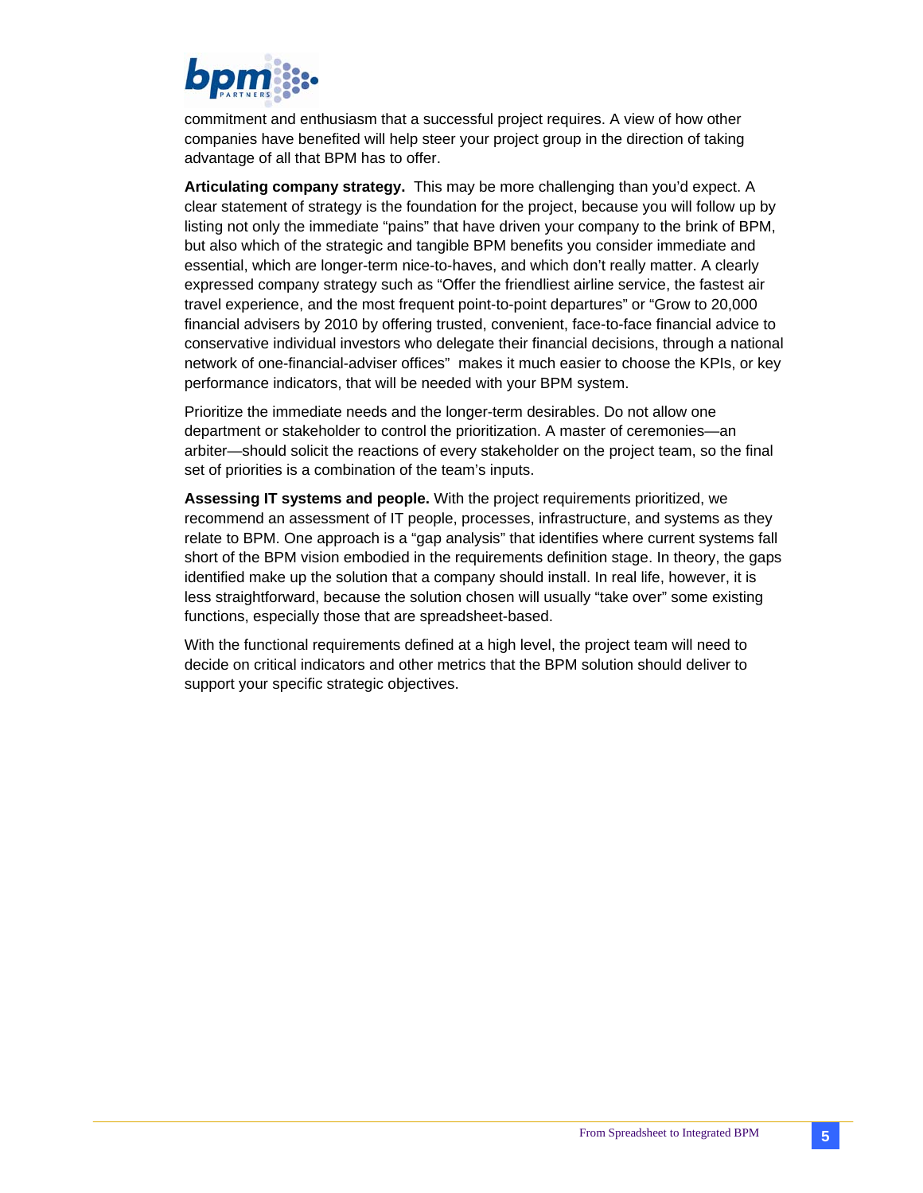commitment and enthusiasm that a successful project requires. A view of how other companies have benefited will help steer your project group in the direction of taking advantage of all that BPM has to offer.

**Articulating company strategy.** This may be more challenging than you'd expect. A clear statement of strategy is the foundation for the project, because you will follow up by listing not only the immediate "pains" that have driven your company to the brink of BPM, but also which of the strategic and tangible BPM benefits you consider immediate and essential, which are longer-term nice-to-haves, and which don't really matter. A clearly expressed company strategy such as "Offer the friendliest airline service, the fastest air travel experience, and the most frequent point-to-point departures" or "Grow to 20,000 financial advisers by 2010 by offering trusted, convenient, face-to-face financial advice to conservative individual investors who delegate their financial decisions, through a national network of one-financial-adviser offices" makes it much easier to choose the KPIs, or key performance indicators, that will be needed with your BPM system.

Prioritize the immediate needs and the longer-term desirables. Do not allow one department or stakeholder to control the prioritization. A master of ceremonies—an arbiter—should solicit the reactions of every stakeholder on the project team, so the final set of priorities is a combination of the team's inputs.

**Assessing IT systems and people.** With the project requirements prioritized, we recommend an assessment of IT people, processes, infrastructure, and systems as they relate to BPM. One approach is a "gap analysis" that identifies where current systems fall short of the BPM vision embodied in the requirements definition stage. In theory, the gaps identified make up the solution that a company should install. In real life, however, it is less straightforward, because the solution chosen will usually "take over" some existing functions, especially those that are spreadsheet-based.

With the functional requirements defined at a high level, the project team will need to decide on critical indicators and other metrics that the BPM solution should deliver to support your specific strategic objectives.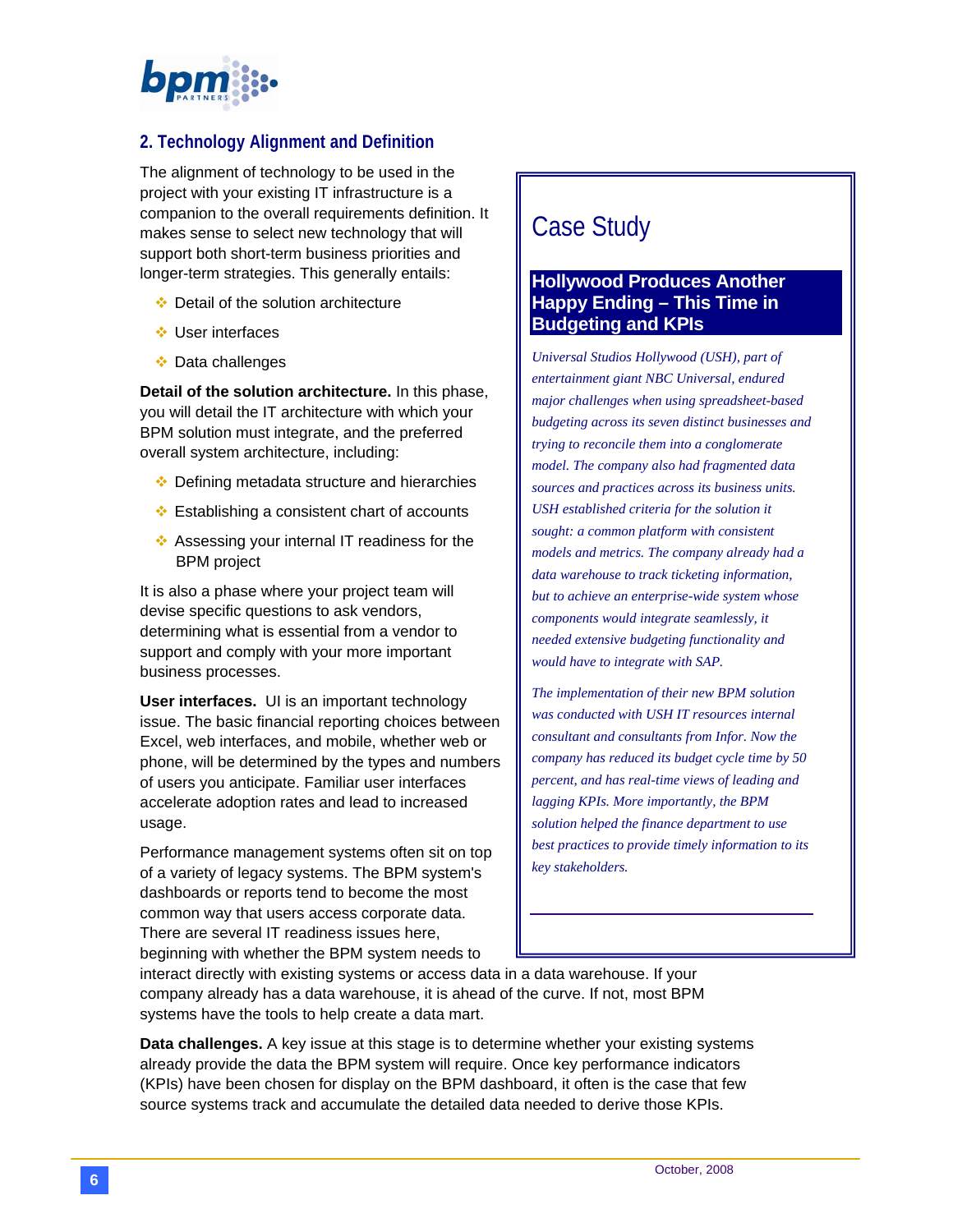## 2. Technology Alignment and Definition

The alignment of technology to be used in the project with your existing IT infrastructure is a companion to the overall requirements definition. It makes sense to select new technology that will support both short-term business priorities and longer-term strategies. This generally entails:

- Detail of the solution architecture
- User interfaces
- Data challenges

**Detail of the solution architecture.** In this phase, you will detail the IT architecture with which your BPM solution must integrate, and the preferred overall system architecture, including:

- Defining metadata structure and hierarchies
- Establishing a consistent chart of accounts
- Assessing your internal IT readiness for the BPM project

It is also a phase where your project team will devise specific questions to ask vendors, determining what is essential from a vendor to support and comply with your more important business processes.

**User interfaces.** UI is an important technology issue. The basic financial reporting choices between Excel, web interfaces, and mobile, whether web or phone, will be determined by the types and numbers of users you anticipate. Familiar user interfaces accelerate adoption rates and lead to increased usage.

Performance management systems often sit on top of a variety of legacy systems. The BPM system's dashboards or reports tend to become the most common way that users access corporate data. There are several IT readiness issues here, beginning with whether the BPM system needs to interact directly with existing systems or access data in a data warehouse. If your company already has a data warehouse, it is ahead of the curve. If not, most BPM systems have the tools to help create a data mart.

**Data challenges.** A key issue at this stage is to determine whether your existing systems already provide the data the BPM system will require. Once key performance indicators (KPIs) have been chosen for display on the BPM dashboard, it often is the case that few source systems track and accumulate the detailed data needed to derive those KPIs.

---

### Case Study

**Hollywood Produces Another Happy Ending – This Time in Budgeting and KPIs**

*Universal Studios Hollywood (USH), part of entertainment giant NBC Universal, endured major challenges when using spreadsheet-based budgeting across its seven distinct businesses and trying to reconcile them into a conglomerate model. The company also had fragmented data sources and practices across its business units. USH established criteria for the solution it sought: a common platform with consistent models and metrics. The company already had a data warehouse to track ticketing information, but to achieve an enterprise-wide system whose components would integrate seamlessly, it needed extensive budgeting functionality and would have to integrate with SAP.*

*The implementation of their new BPM solution was conducted with USH IT resources internal consultant and consultants from Infor. Now the company has reduced its budget cycle time by 50 percent, and has real-time views of leading and lagging KPIs. More importantly, the BPM solution helped the finance department to use best practices to provide timely information to its key stakeholders.*

---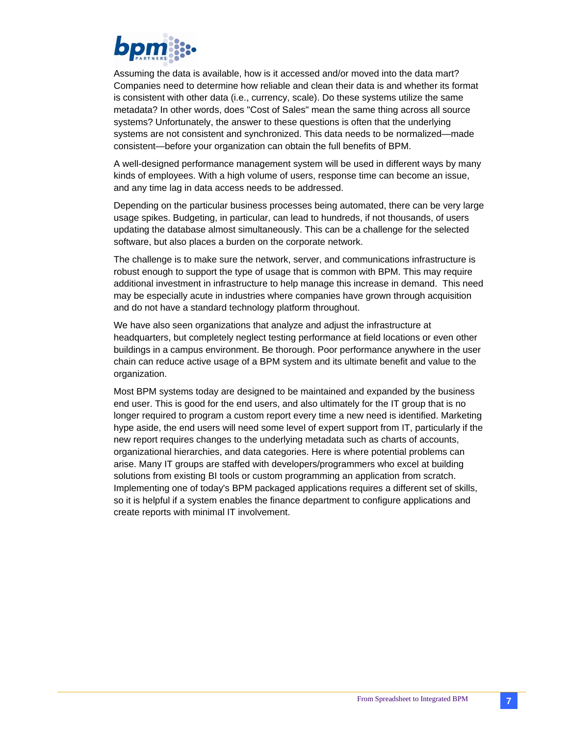Assuming the data is available, how is it accessed and/or moved into the data mart? Companies need to determine how reliable and clean their data is and whether its format is consistent with other data (i.e., currency, scale). Do these systems utilize the same metadata? In other words, does "Cost of Sales" mean the same thing across all source systems? Unfortunately, the answer to these questions is often that the underlying systems are not consistent and synchronized. This data needs to be normalized—made consistent—before your organization can obtain the full benefits of BPM.

A well-designed performance management system will be used in different ways by many kinds of employees. With a high volume of users, response time can become an issue, and any time lag in data access needs to be addressed.

Depending on the particular business processes being automated, there can be very large usage spikes. Budgeting, in particular, can lead to hundreds, if not thousands, of users updating the database almost simultaneously. This can be a challenge for the selected software, but also places a burden on the corporate network.

The challenge is to make sure the network, server, and communications infrastructure is robust enough to support the type of usage that is common with BPM. This may require additional investment in infrastructure to help manage this increase in demand. This need may be especially acute in industries where companies have grown through acquisition and do not have a standard technology platform throughout.

We have also seen organizations that analyze and adjust the infrastructure at headquarters, but completely neglect testing performance at field locations or even other buildings in a campus environment. Be thorough. Poor performance anywhere in the user chain can reduce active usage of a BPM system and its ultimate benefit and value to the organization.

Most BPM systems today are designed to be maintained and expanded by the business end user. This is good for the end users, and also ultimately for the IT group that is no longer required to program a custom report every time a new need is identified. Marketing hype aside, the end users will need some level of expert support from IT, particularly if the new report requires changes to the underlying metadata such as charts of accounts, organizational hierarchies, and data categories. Here is where potential problems can arise. Many IT groups are staffed with developers/programmers who excel at building solutions from existing BI tools or custom programming an application from scratch. Implementing one of today's BPM packaged applications requires a different set of skills, so it is helpful if a system enables the finance department to configure applications and create reports with minimal IT involvement.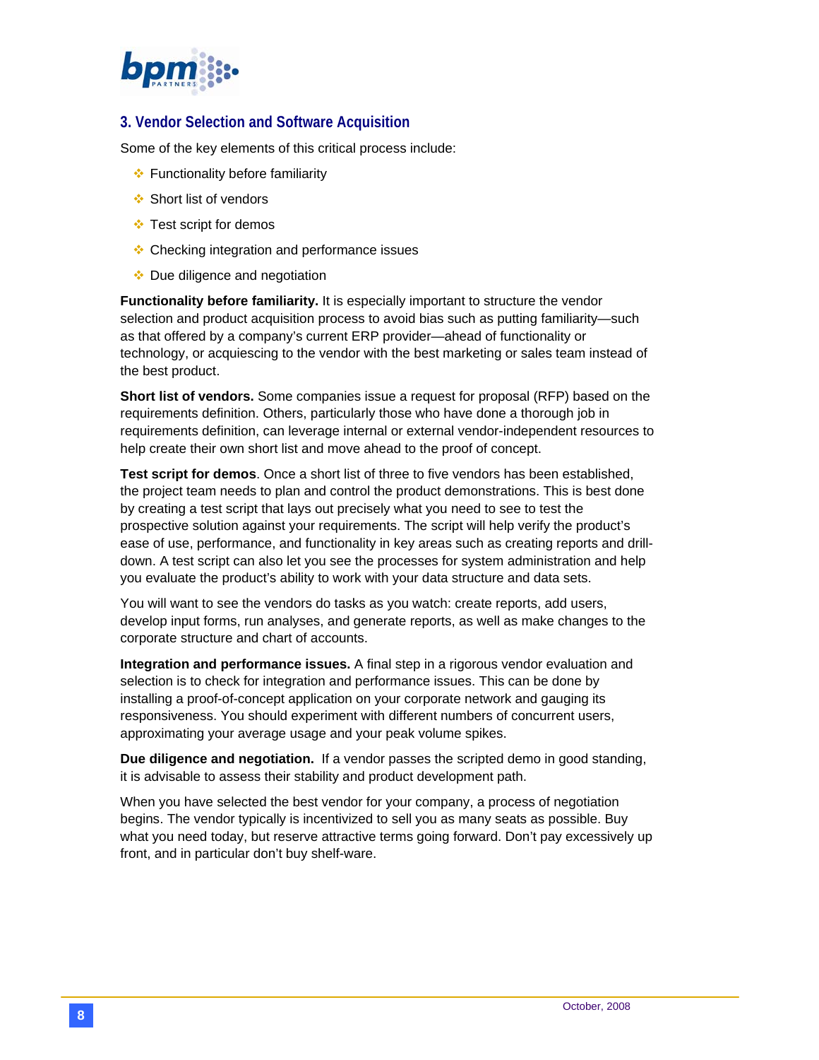## 3. Vendor Selection and Software Acquisition

Some of the key elements of this critical process include:

- Functionality before familiarity
- Short list of vendors
- Test script for demos
- Checking integration and performance issues
- Due diligence and negotiation

**Functionality before familiarity.** It is especially important to structure the vendor selection and product acquisition process to avoid bias such as putting familiarity—such as that offered by a company's current ERP provider—ahead of functionality or technology, or acquiescing to the vendor with the best marketing or sales team instead of the best product.

**Short list of vendors.** Some companies issue a request for proposal (RFP) based on the requirements definition. Others, particularly those who have done a thorough job in requirements definition, can leverage internal or external vendor-independent resources to help create their own short list and move ahead to the proof of concept.

**Test script for demos**. Once a short list of three to five vendors has been established, the project team needs to plan and control the product demonstrations. This is best done by creating a test script that lays out precisely what you need to see to test the prospective solution against your requirements. The script will help verify the product's ease of use, performance, and functionality in key areas such as creating reports and drill-down. A test script can also let you see the processes for system administration and help you evaluate the product's ability to work with your data structure and data sets.

You will want to see the vendors do tasks as you watch: create reports, add users, develop input forms, run analyses, and generate reports, as well as make changes to the corporate structure and chart of accounts.

**Integration and performance issues.** A final step in a rigorous vendor evaluation and selection is to check for integration and performance issues. This can be done by installing a proof-of-concept application on your corporate network and gauging its responsiveness. You should experiment with different numbers of concurrent users, approximating your average usage and your peak volume spikes.

**Due diligence and negotiation.** If a vendor passes the scripted demo in good standing, it is advisable to assess their stability and product development path.

When you have selected the best vendor for your company, a process of negotiation begins. The vendor typically is incentivized to sell you as many seats as possible. Buy what you need today, but reserve attractive terms going forward. Don't pay excessively up front, and in particular don't buy shelf-ware.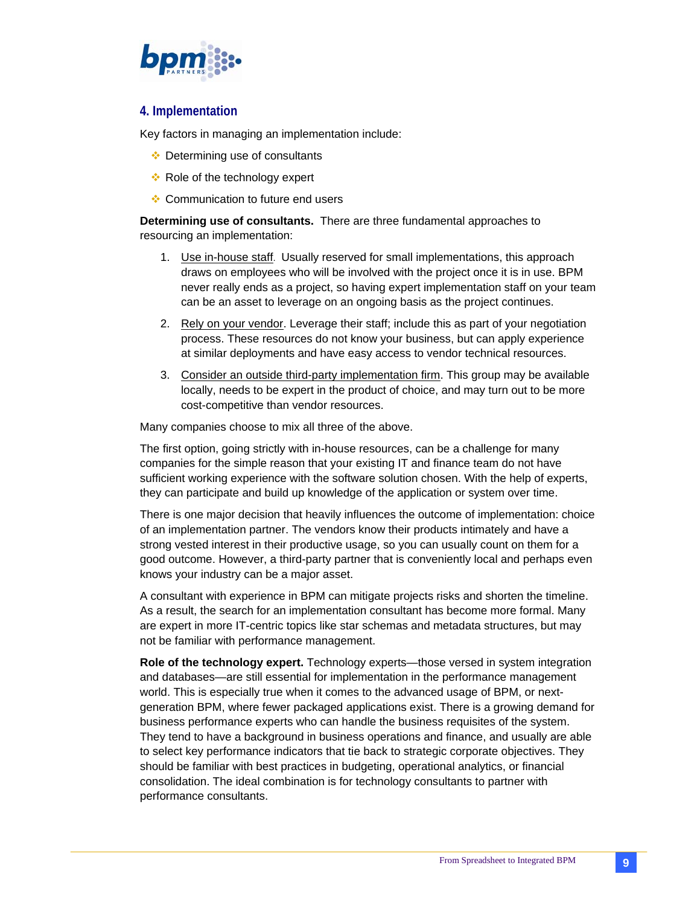## 4. Implementation

Key factors in managing an implementation include:

- Determining use of consultants
- Role of the technology expert
- Communication to future end users

**Determining use of consultants.** There are three fundamental approaches to resourcing an implementation:

1. Use in-house staff. Usually reserved for small implementations, this approach draws on employees who will be involved with the project once it is in use. BPM never really ends as a project, so having expert implementation staff on your team can be an asset to leverage on an ongoing basis as the project continues.
2. Rely on your vendor. Leverage their staff; include this as part of your negotiation process. These resources do not know your business, but can apply experience at similar deployments and have easy access to vendor technical resources.
3. Consider an outside third-party implementation firm. This group may be available locally, needs to be expert in the product of choice, and may turn out to be more cost-competitive than vendor resources.

Many companies choose to mix all three of the above.

The first option, going strictly with in-house resources, can be a challenge for many companies for the simple reason that your existing IT and finance team do not have sufficient working experience with the software solution chosen. With the help of experts, they can participate and build up knowledge of the application or system over time.

There is one major decision that heavily influences the outcome of implementation: choice of an implementation partner. The vendors know their products intimately and have a strong vested interest in their productive usage, so you can usually count on them for a good outcome. However, a third-party partner that is conveniently local and perhaps even knows your industry can be a major asset.

A consultant with experience in BPM can mitigate projects risks and shorten the timeline. As a result, the search for an implementation consultant has become more formal. Many are expert in more IT-centric topics like star schemas and metadata structures, but may not be familiar with performance management.

**Role of the technology expert.** Technology experts—those versed in system integration and databases—are still essential for implementation in the performance management world. This is especially true when it comes to the advanced usage of BPM, or next-generation BPM, where fewer packaged applications exist. There is a growing demand for business performance experts who can handle the business requisites of the system. They tend to have a background in business operations and finance, and usually are able to select key performance indicators that tie back to strategic corporate objectives. They should be familiar with best practices in budgeting, operational analytics, or financial consolidation. The ideal combination is for technology consultants to partner with performance consultants.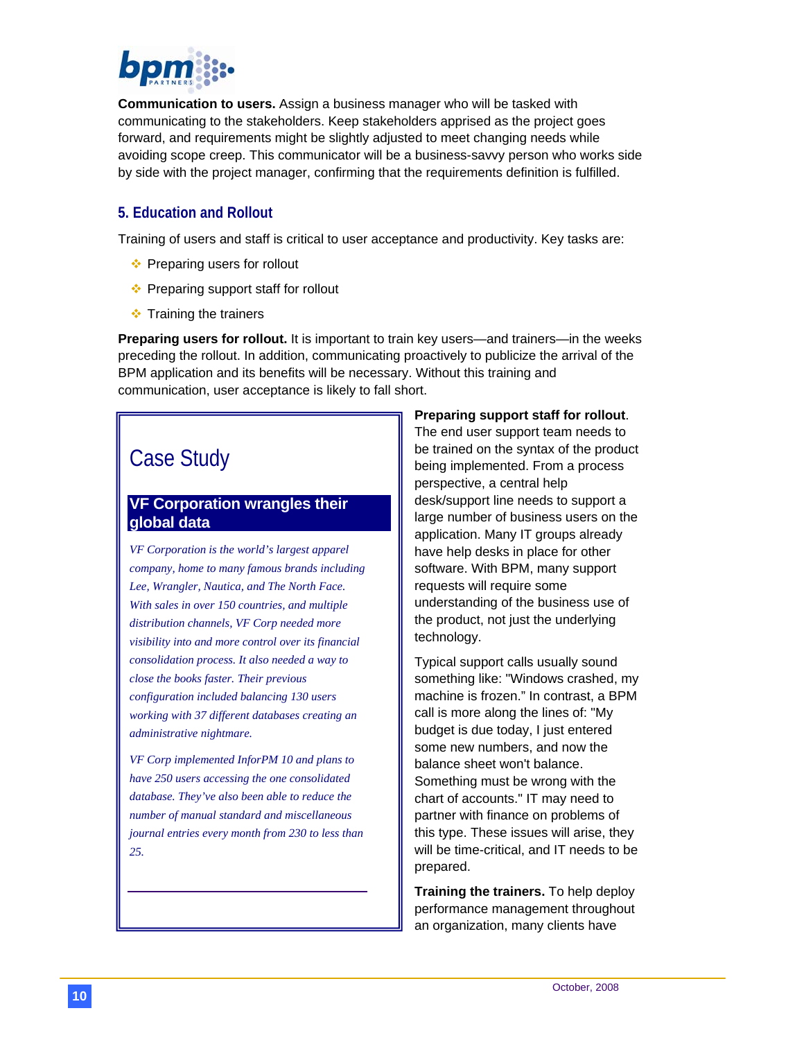**Communication to users.** Assign a business manager who will be tasked with communicating to the stakeholders. Keep stakeholders apprised as the project goes forward, and requirements might be slightly adjusted to meet changing needs while avoiding scope creep. This communicator will be a business-savvy person who works side by side with the project manager, confirming that the requirements definition is fulfilled.

## 5. Education and Rollout

Training of users and staff is critical to user acceptance and productivity. Key tasks are:

- Preparing users for rollout
- Preparing support staff for rollout
- Training the trainers

**Preparing users for rollout.** It is important to train key users—and trainers—in the weeks preceding the rollout. In addition, communicating proactively to publicize the arrival of the BPM application and its benefits will be necessary. Without this training and communication, user acceptance is likely to fall short.

> ### Case Study
>
> **VF Corporation wrangles their global data**
>
> *VF Corporation is the world's largest apparel company, home to many famous brands including Lee, Wrangler, Nautica, and The North Face. With sales in over 150 countries, and multiple distribution channels, VF Corp needed more visibility into and more control over its financial consolidation process. It also needed a way to close the books faster. Their previous configuration included balancing 130 users working with 37 different databases creating an administrative nightmare.*
>
> *VF Corp implemented InforPM 10 and plans to have 250 users accessing the one consolidated database. They've also been able to reduce the number of manual standard and miscellaneous journal entries every month from 230 to less than 25.*

**Preparing support staff for rollout**. The end user support team needs to be trained on the syntax of the product being implemented. From a process perspective, a central help desk/support line needs to support a large number of business users on the application. Many IT groups already have help desks in place for other software. With BPM, many support requests will require some understanding of the business use of the product, not just the underlying technology.

Typical support calls usually sound something like: "Windows crashed, my machine is frozen." In contrast, a BPM call is more along the lines of: "My budget is due today, I just entered some new numbers, and now the balance sheet won't balance. Something must be wrong with the chart of accounts." IT may need to partner with finance on problems of this type. These issues will arise, they will be time-critical, and IT needs to be prepared.

**Training the trainers.** To help deploy performance management throughout an organization, many clients have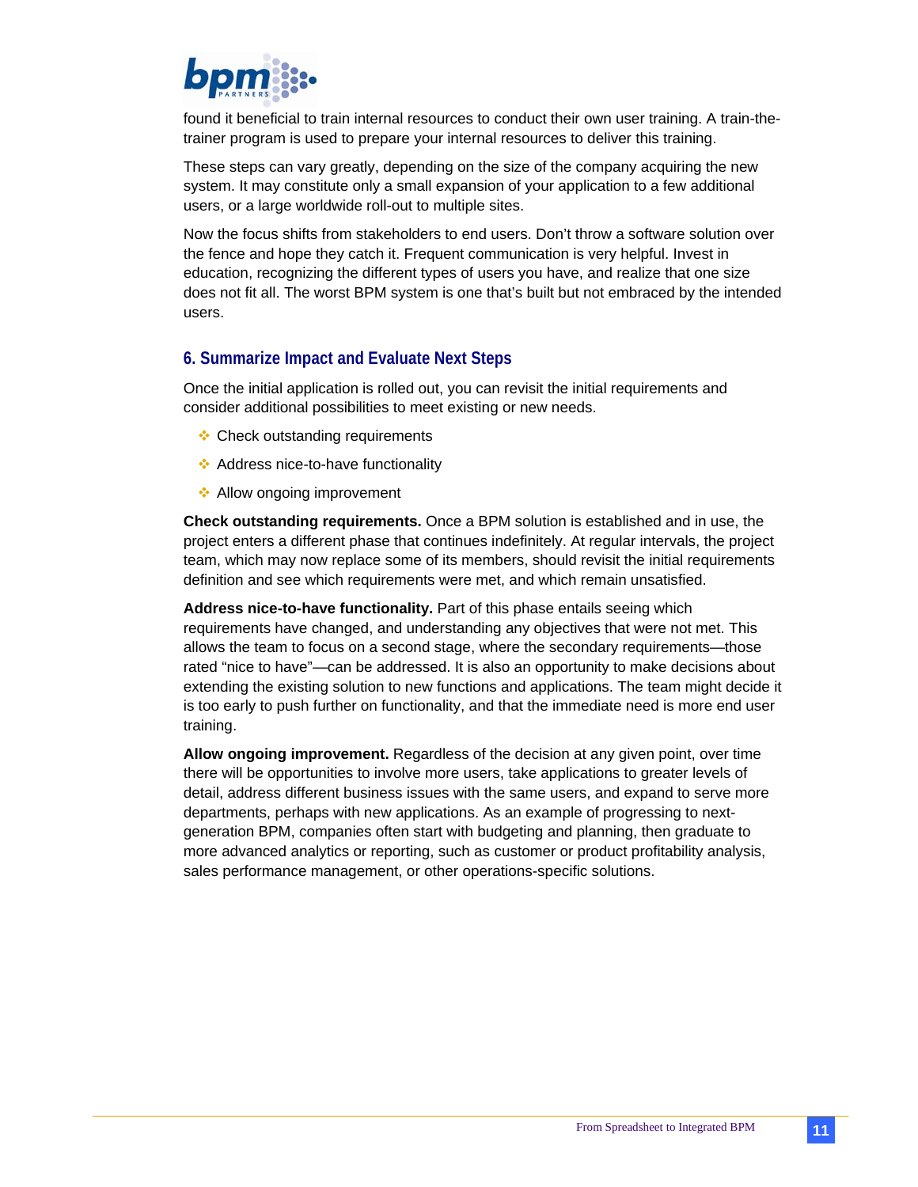found it beneficial to train internal resources to conduct their own user training. A train-the-trainer program is used to prepare your internal resources to deliver this training.

These steps can vary greatly, depending on the size of the company acquiring the new system. It may constitute only a small expansion of your application to a few additional users, or a large worldwide roll-out to multiple sites.

Now the focus shifts from stakeholders to end users. Don't throw a software solution over the fence and hope they catch it. Frequent communication is very helpful. Invest in education, recognizing the different types of users you have, and realize that one size does not fit all. The worst BPM system is one that's built but not embraced by the intended users.

## 6. Summarize Impact and Evaluate Next Steps

Once the initial application is rolled out, you can revisit the initial requirements and consider additional possibilities to meet existing or new needs.

- Check outstanding requirements
- Address nice-to-have functionality
- Allow ongoing improvement

**Check outstanding requirements.** Once a BPM solution is established and in use, the project enters a different phase that continues indefinitely. At regular intervals, the project team, which may now replace some of its members, should revisit the initial requirements definition and see which requirements were met, and which remain unsatisfied.

**Address nice-to-have functionality.** Part of this phase entails seeing which requirements have changed, and understanding any objectives that were not met. This allows the team to focus on a second stage, where the secondary requirements—those rated "nice to have"—can be addressed. It is also an opportunity to make decisions about extending the existing solution to new functions and applications. The team might decide it is too early to push further on functionality, and that the immediate need is more end user training.

**Allow ongoing improvement.** Regardless of the decision at any given point, over time there will be opportunities to involve more users, take applications to greater levels of detail, address different business issues with the same users, and expand to serve more departments, perhaps with new applications. As an example of progressing to next-generation BPM, companies often start with budgeting and planning, then graduate to more advanced analytics or reporting, such as customer or product profitability analysis, sales performance management, or other operations-specific solutions.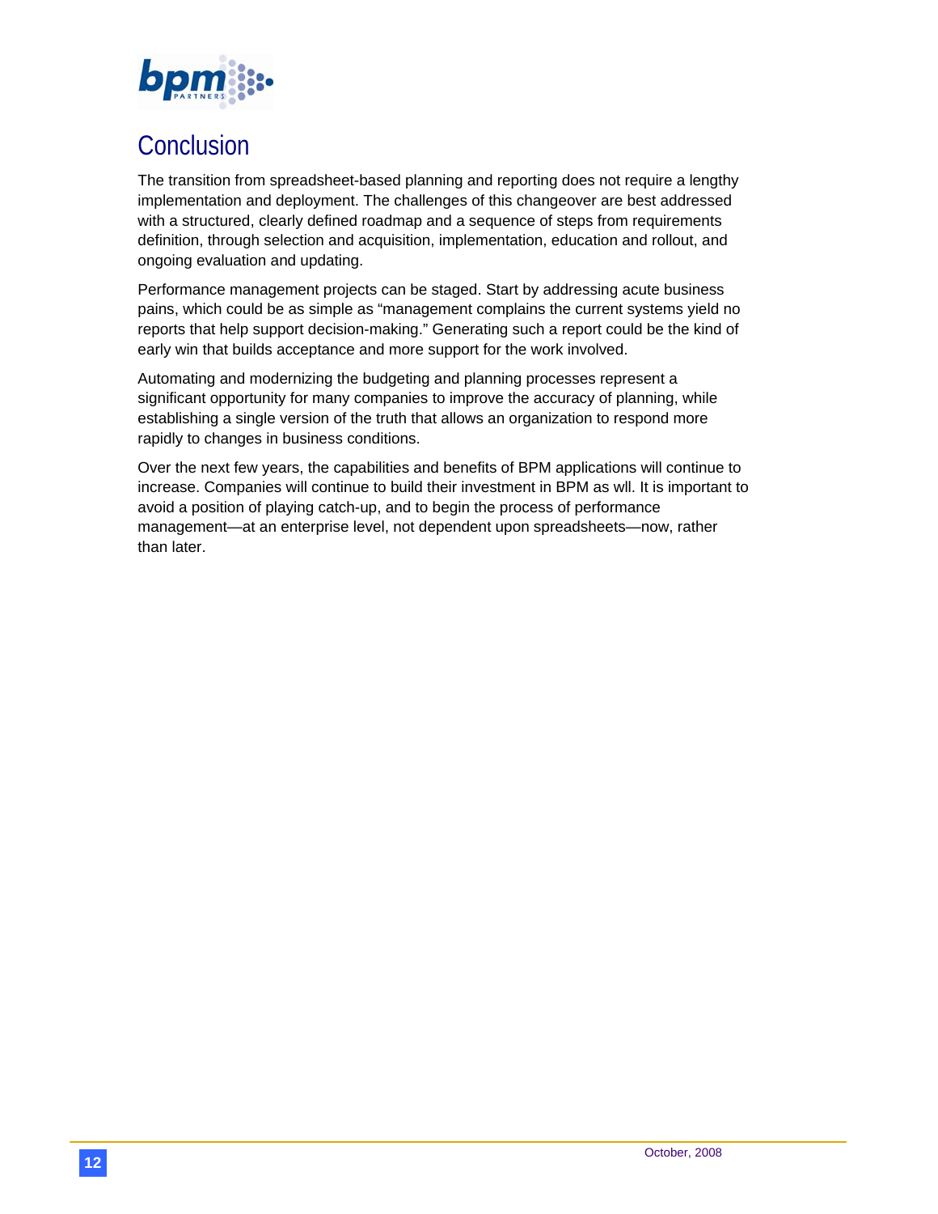## Conclusion

The transition from spreadsheet-based planning and reporting does not require a lengthy implementation and deployment. The challenges of this changeover are best addressed with a structured, clearly defined roadmap and a sequence of steps from requirements definition, through selection and acquisition, implementation, education and rollout, and ongoing evaluation and updating.

Performance management projects can be staged. Start by addressing acute business pains, which could be as simple as “management complains the current systems yield no reports that help support decision-making.” Generating such a report could be the kind of early win that builds acceptance and more support for the work involved.

Automating and modernizing the budgeting and planning processes represent a significant opportunity for many companies to improve the accuracy of planning, while establishing a single version of the truth that allows an organization to respond more rapidly to changes in business conditions.

Over the next few years, the capabilities and benefits of BPM applications will continue to increase. Companies will continue to build their investment in BPM as wll. It is important to avoid a position of playing catch-up, and to begin the process of performance management—at an enterprise level, not dependent upon spreadsheets—now, rather than later.